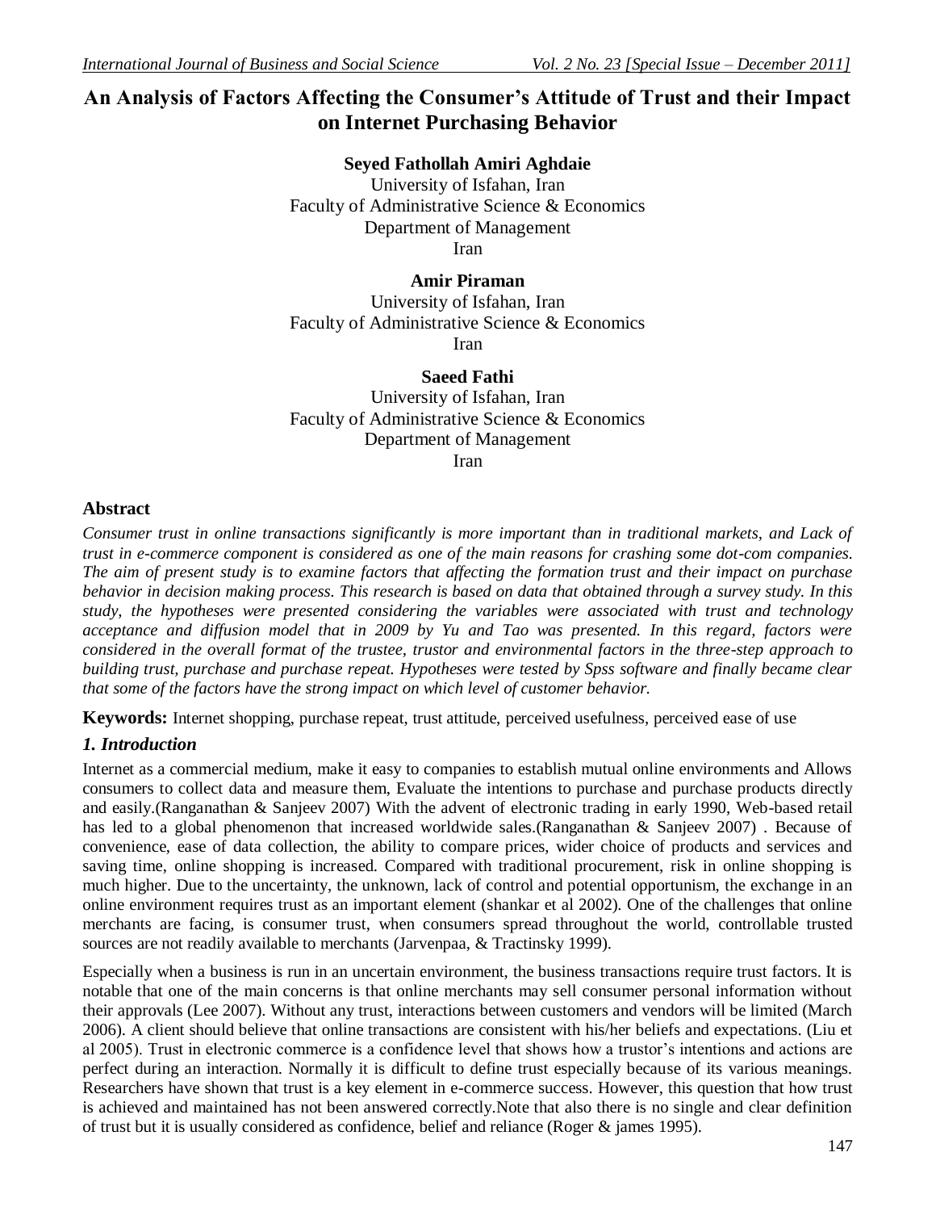# An Analysis of Factors Affecting the Consumer's Attitude of Trust and their Impact on Internet Purchasing Behavior

**Seyed Fathollah Amiri Aghdaie**
University of Isfahan, Iran
Faculty of Administrative Science & Economics
Department of Management
Iran

**Amir Piraman**
University of Isfahan, Iran
Faculty of Administrative Science & Economics
Iran

**Saeed Fathi**
University of Isfahan, Iran
Faculty of Administrative Science & Economics
Department of Management
Iran

## Abstract

*Consumer trust in online transactions significantly is more important than in traditional markets, and Lack of trust in e-commerce component is considered as one of the main reasons for crashing some dot-com companies. The aim of present study is to examine factors that affecting the formation trust and their impact on purchase behavior in decision making process. This research is based on data that obtained through a survey study. In this study, the hypotheses were presented considering the variables were associated with trust and technology acceptance and diffusion model that in 2009 by Yu and Tao was presented. In this regard, factors were considered in the overall format of the trustee, trustor and environmental factors in the three-step approach to building trust, purchase and purchase repeat. Hypotheses were tested by Spss software and finally became clear that some of the factors have the strong impact on which level of customer behavior.*

**Keywords:** Internet shopping, purchase repeat, trust attitude, perceived usefulness, perceived ease of use

## *1. Introduction*

Internet as a commercial medium, make it easy to companies to establish mutual online environments and Allows consumers to collect data and measure them, Evaluate the intentions to purchase and purchase products directly and easily.(Ranganathan & Sanjeev 2007) With the advent of electronic trading in early 1990, Web-based retail has led to a global phenomenon that increased worldwide sales.(Ranganathan & Sanjeev 2007) . Because of convenience, ease of data collection, the ability to compare prices, wider choice of products and services and saving time, online shopping is increased. Compared with traditional procurement, risk in online shopping is much higher. Due to the uncertainty, the unknown, lack of control and potential opportunism, the exchange in an online environment requires trust as an important element (shankar et al 2002). One of the challenges that online merchants are facing, is consumer trust, when consumers spread throughout the world, controllable trusted sources are not readily available to merchants (Jarvenpaa, & Tractinsky 1999).

Especially when a business is run in an uncertain environment, the business transactions require trust factors. It is notable that one of the main concerns is that online merchants may sell consumer personal information without their approvals (Lee 2007). Without any trust, interactions between customers and vendors will be limited (March 2006). A client should believe that online transactions are consistent with his/her beliefs and expectations. (Liu et al 2005). Trust in electronic commerce is a confidence level that shows how a trustor's intentions and actions are perfect during an interaction. Normally it is difficult to define trust especially because of its various meanings. Researchers have shown that trust is a key element in e-commerce success. However, this question that how trust is achieved and maintained has not been answered correctly.Note that also there is no single and clear definition of trust but it is usually considered as confidence, belief and reliance (Roger & james 1995).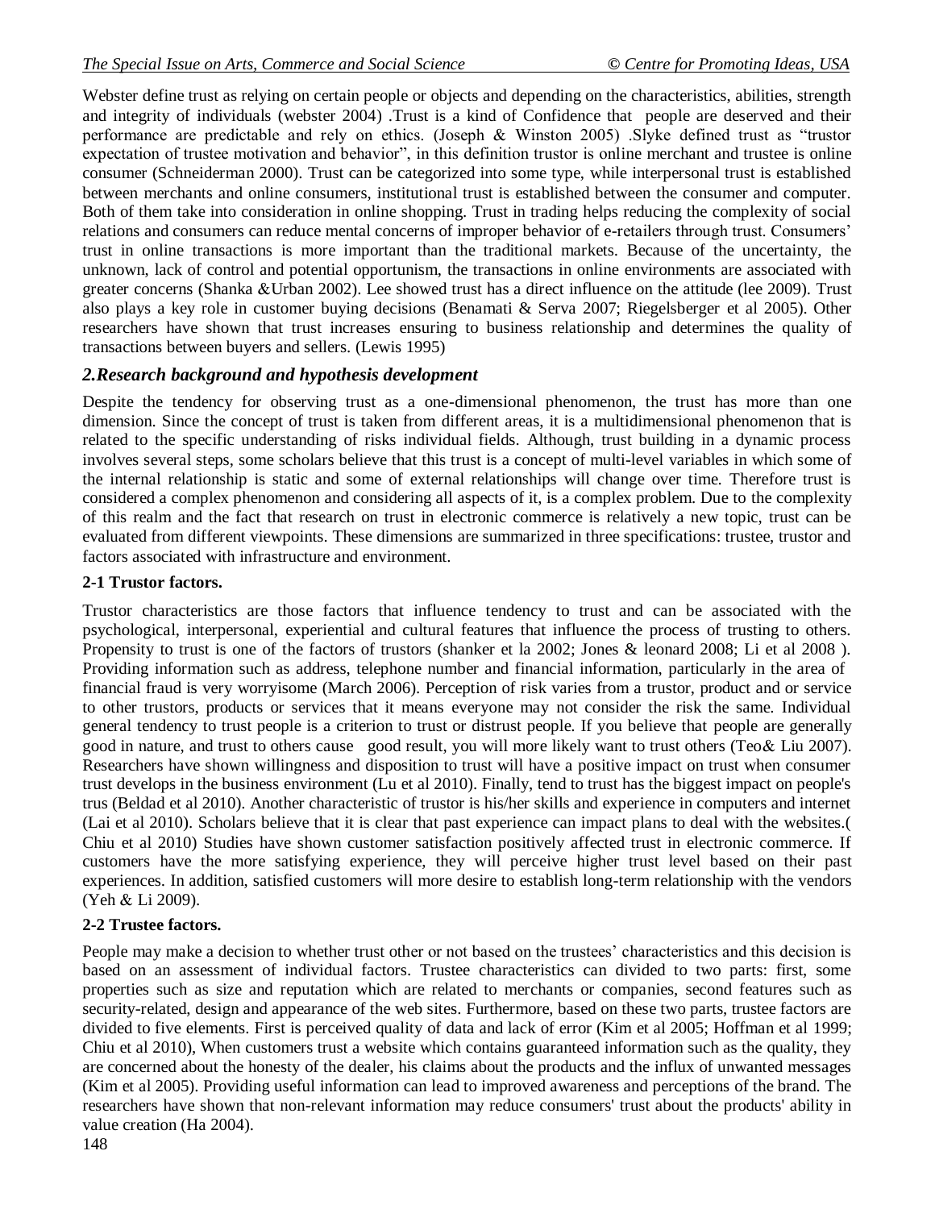Webster define trust as relying on certain people or objects and depending on the characteristics, abilities, strength and integrity of individuals (webster 2004) .Trust is a kind of Confidence that people are deserved and their performance are predictable and rely on ethics. (Joseph & Winston 2005) .Slyke defined trust as "trustor expectation of trustee motivation and behavior", in this definition trustor is online merchant and trustee is online consumer (Schneiderman 2000). Trust can be categorized into some type, while interpersonal trust is established between merchants and online consumers, institutional trust is established between the consumer and computer. Both of them take into consideration in online shopping. Trust in trading helps reducing the complexity of social relations and consumers can reduce mental concerns of improper behavior of e-retailers through trust. Consumers' trust in online transactions is more important than the traditional markets. Because of the uncertainty, the unknown, lack of control and potential opportunism, the transactions in online environments are associated with greater concerns (Shanka &Urban 2002). Lee showed trust has a direct influence on the attitude (lee 2009). Trust also plays a key role in customer buying decisions (Benamati & Serva 2007; Riegelsberger et al 2005). Other researchers have shown that trust increases ensuring to business relationship and determines the quality of transactions between buyers and sellers. (Lewis 1995)

## *2.Research background and hypothesis development*

Despite the tendency for observing trust as a one-dimensional phenomenon, the trust has more than one dimension. Since the concept of trust is taken from different areas, it is a multidimensional phenomenon that is related to the specific understanding of risks individual fields. Although, trust building in a dynamic process involves several steps, some scholars believe that this trust is a concept of multi-level variables in which some of the internal relationship is static and some of external relationships will change over time. Therefore trust is considered a complex phenomenon and considering all aspects of it, is a complex problem. Due to the complexity of this realm and the fact that research on trust in electronic commerce is relatively a new topic, trust can be evaluated from different viewpoints. These dimensions are summarized in three specifications: trustee, trustor and factors associated with infrastructure and environment.

### 2-1 Trustor factors.

Trustor characteristics are those factors that influence tendency to trust and can be associated with the psychological, interpersonal, experiential and cultural features that influence the process of trusting to others. Propensity to trust is one of the factors of trustors (shanker et la 2002; Jones & leonard 2008; Li et al 2008 ). Providing information such as address, telephone number and financial information, particularly in the area of financial fraud is very worryisome (March 2006). Perception of risk varies from a trustor, product and or service to other trustors, products or services that it means everyone may not consider the risk the same. Individual general tendency to trust people is a criterion to trust or distrust people. If you believe that people are generally good in nature, and trust to others cause good result, you will more likely want to trust others (Teo& Liu 2007). Researchers have shown willingness and disposition to trust will have a positive impact on trust when consumer trust develops in the business environment (Lu et al 2010). Finally, tend to trust has the biggest impact on people's trus (Beldad et al 2010). Another characteristic of trustor is his/her skills and experience in computers and internet (Lai et al 2010). Scholars believe that it is clear that past experience can impact plans to deal with the websites.( Chiu et al 2010) Studies have shown customer satisfaction positively affected trust in electronic commerce. If customers have the more satisfying experience, they will perceive higher trust level based on their past experiences. In addition, satisfied customers will more desire to establish long-term relationship with the vendors (Yeh & Li 2009).

### 2-2 Trustee factors.

People may make a decision to whether trust other or not based on the trustees' characteristics and this decision is based on an assessment of individual factors. Trustee characteristics can divided to two parts: first, some properties such as size and reputation which are related to merchants or companies, second features such as security-related, design and appearance of the web sites. Furthermore, based on these two parts, trustee factors are divided to five elements. First is perceived quality of data and lack of error (Kim et al 2005; Hoffman et al 1999; Chiu et al 2010), When customers trust a website which contains guaranteed information such as the quality, they are concerned about the honesty of the dealer, his claims about the products and the influx of unwanted messages (Kim et al 2005). Providing useful information can lead to improved awareness and perceptions of the brand. The researchers have shown that non-relevant information may reduce consumers' trust about the products' ability in value creation (Ha 2004).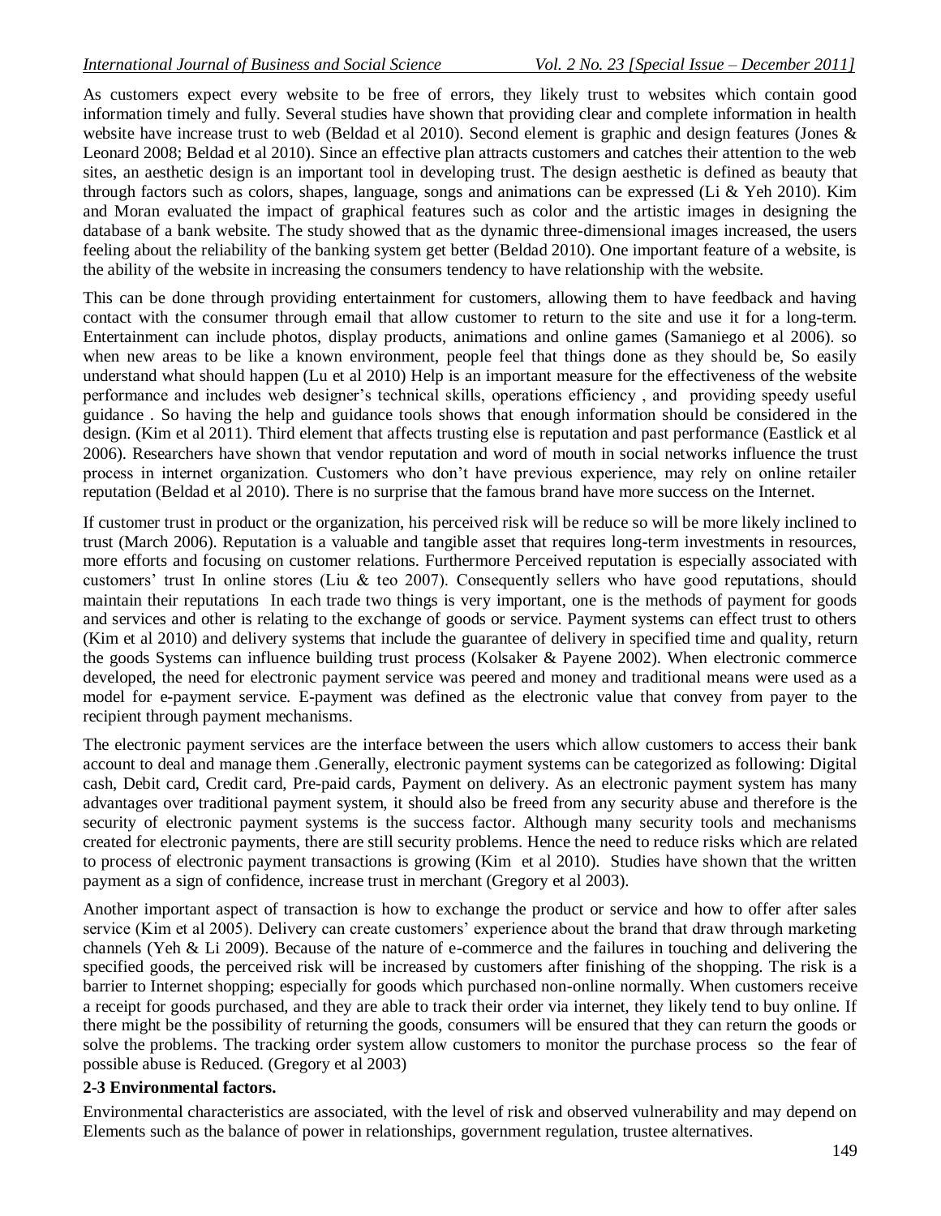As customers expect every website to be free of errors, they likely trust to websites which contain good information timely and fully. Several studies have shown that providing clear and complete information in health website have increase trust to web (Beldad et al 2010). Second element is graphic and design features (Jones & Leonard 2008; Beldad et al 2010). Since an effective plan attracts customers and catches their attention to the web sites, an aesthetic design is an important tool in developing trust. The design aesthetic is defined as beauty that through factors such as colors, shapes, language, songs and animations can be expressed (Li & Yeh 2010). Kim and Moran evaluated the impact of graphical features such as color and the artistic images in designing the database of a bank website. The study showed that as the dynamic three-dimensional images increased, the users feeling about the reliability of the banking system get better (Beldad 2010). One important feature of a website, is the ability of the website in increasing the consumers tendency to have relationship with the website.

This can be done through providing entertainment for customers, allowing them to have feedback and having contact with the consumer through email that allow customer to return to the site and use it for a long-term. Entertainment can include photos, display products, animations and online games (Samaniego et al 2006). so when new areas to be like a known environment, people feel that things done as they should be, So easily understand what should happen (Lu et al 2010) Help is an important measure for the effectiveness of the website performance and includes web designer's technical skills, operations efficiency , and providing speedy useful guidance . So having the help and guidance tools shows that enough information should be considered in the design. (Kim et al 2011). Third element that affects trusting else is reputation and past performance (Eastlick et al 2006). Researchers have shown that vendor reputation and word of mouth in social networks influence the trust process in internet organization. Customers who don't have previous experience, may rely on online retailer reputation (Beldad et al 2010). There is no surprise that the famous brand have more success on the Internet.

If customer trust in product or the organization, his perceived risk will be reduce so will be more likely inclined to trust (March 2006). Reputation is a valuable and tangible asset that requires long-term investments in resources, more efforts and focusing on customer relations. Furthermore Perceived reputation is especially associated with customers' trust In online stores (Liu & teo 2007). Consequently sellers who have good reputations, should maintain their reputations In each trade two things is very important, one is the methods of payment for goods and services and other is relating to the exchange of goods or service. Payment systems can effect trust to others (Kim et al 2010) and delivery systems that include the guarantee of delivery in specified time and quality, return the goods Systems can influence building trust process (Kolsaker & Payene 2002). When electronic commerce developed, the need for electronic payment service was peered and money and traditional means were used as a model for e-payment service. E-payment was defined as the electronic value that convey from payer to the recipient through payment mechanisms.

The electronic payment services are the interface between the users which allow customers to access their bank account to deal and manage them .Generally, electronic payment systems can be categorized as following: Digital cash, Debit card, Credit card, Pre-paid cards, Payment on delivery. As an electronic payment system has many advantages over traditional payment system, it should also be freed from any security abuse and therefore is the security of electronic payment systems is the success factor. Although many security tools and mechanisms created for electronic payments, there are still security problems. Hence the need to reduce risks which are related to process of electronic payment transactions is growing (Kim et al 2010). Studies have shown that the written payment as a sign of confidence, increase trust in merchant (Gregory et al 2003).

Another important aspect of transaction is how to exchange the product or service and how to offer after sales service (Kim et al 2005). Delivery can create customers' experience about the brand that draw through marketing channels (Yeh & Li 2009). Because of the nature of e-commerce and the failures in touching and delivering the specified goods, the perceived risk will be increased by customers after finishing of the shopping. The risk is a barrier to Internet shopping; especially for goods which purchased non-online normally. When customers receive a receipt for goods purchased, and they are able to track their order via internet, they likely tend to buy online. If there might be the possibility of returning the goods, consumers will be ensured that they can return the goods or solve the problems. The tracking order system allow customers to monitor the purchase process so the fear of possible abuse is Reduced. (Gregory et al 2003)

**2-3 Environmental factors.**

Environmental characteristics are associated, with the level of risk and observed vulnerability and may depend on Elements such as the balance of power in relationships, government regulation, trustee alternatives.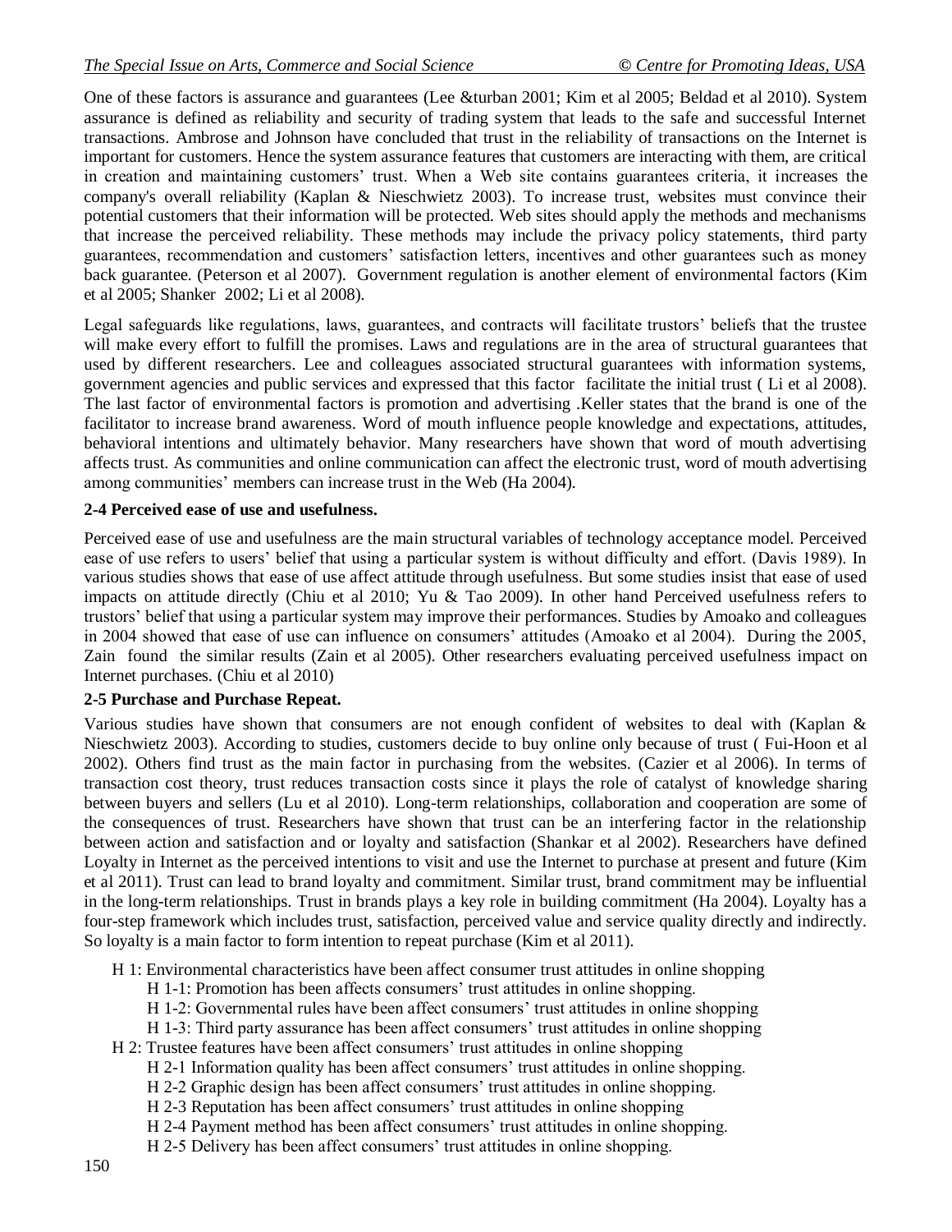One of these factors is assurance and guarantees (Lee &turban 2001; Kim et al 2005; Beldad et al 2010). System assurance is defined as reliability and security of trading system that leads to the safe and successful Internet transactions. Ambrose and Johnson have concluded that trust in the reliability of transactions on the Internet is important for customers. Hence the system assurance features that customers are interacting with them, are critical in creation and maintaining customers' trust. When a Web site contains guarantees criteria, it increases the company's overall reliability (Kaplan & Nieschwietz 2003). To increase trust, websites must convince their potential customers that their information will be protected. Web sites should apply the methods and mechanisms that increase the perceived reliability. These methods may include the privacy policy statements, third party guarantees, recommendation and customers' satisfaction letters, incentives and other guarantees such as money back guarantee. (Peterson et al 2007). Government regulation is another element of environmental factors (Kim et al 2005; Shanker 2002; Li et al 2008).

Legal safeguards like regulations, laws, guarantees, and contracts will facilitate trustors' beliefs that the trustee will make every effort to fulfill the promises. Laws and regulations are in the area of structural guarantees that used by different researchers. Lee and colleagues associated structural guarantees with information systems, government agencies and public services and expressed that this factor facilitate the initial trust ( Li et al 2008). The last factor of environmental factors is promotion and advertising .Keller states that the brand is one of the facilitator to increase brand awareness. Word of mouth influence people knowledge and expectations, attitudes, behavioral intentions and ultimately behavior. Many researchers have shown that word of mouth advertising affects trust. As communities and online communication can affect the electronic trust, word of mouth advertising among communities' members can increase trust in the Web (Ha 2004).

**2-4 Perceived ease of use and usefulness.**

Perceived ease of use and usefulness are the main structural variables of technology acceptance model. Perceived ease of use refers to users' belief that using a particular system is without difficulty and effort. (Davis 1989). In various studies shows that ease of use affect attitude through usefulness. But some studies insist that ease of used impacts on attitude directly (Chiu et al 2010; Yu & Tao 2009). In other hand Perceived usefulness refers to trustors' belief that using a particular system may improve their performances. Studies by Amoako and colleagues in 2004 showed that ease of use can influence on consumers' attitudes (Amoako et al 2004). During the 2005, Zain found the similar results (Zain et al 2005). Other researchers evaluating perceived usefulness impact on Internet purchases. (Chiu et al 2010)

**2-5 Purchase and Purchase Repeat.**

Various studies have shown that consumers are not enough confident of websites to deal with (Kaplan & Nieschwietz 2003). According to studies, customers decide to buy online only because of trust ( Fui-Hoon et al 2002). Others find trust as the main factor in purchasing from the websites. (Cazier et al 2006). In terms of transaction cost theory, trust reduces transaction costs since it plays the role of catalyst of knowledge sharing between buyers and sellers (Lu et al 2010). Long-term relationships, collaboration and cooperation are some of the consequences of trust. Researchers have shown that trust can be an interfering factor in the relationship between action and satisfaction and or loyalty and satisfaction (Shankar et al 2002). Researchers have defined Loyalty in Internet as the perceived intentions to visit and use the Internet to purchase at present and future (Kim et al 2011). Trust can lead to brand loyalty and commitment. Similar trust, brand commitment may be influential in the long-term relationships. Trust in brands plays a key role in building commitment (Ha 2004). Loyalty has a four-step framework which includes trust, satisfaction, perceived value and service quality directly and indirectly. So loyalty is a main factor to form intention to repeat purchase (Kim et al 2011).

- H 1: Environmental characteristics have been affect consumer trust attitudes in online shopping
  - H 1-1: Promotion has been affects consumers' trust attitudes in online shopping.
  - H 1-2: Governmental rules have been affect consumers' trust attitudes in online shopping
  - H 1-3: Third party assurance has been affect consumers' trust attitudes in online shopping
- H 2: Trustee features have been affect consumers' trust attitudes in online shopping
  - H 2-1 Information quality has been affect consumers' trust attitudes in online shopping.
  - H 2-2 Graphic design has been affect consumers' trust attitudes in online shopping.
  - H 2-3 Reputation has been affect consumers' trust attitudes in online shopping
  - H 2-4 Payment method has been affect consumers' trust attitudes in online shopping.
  - H 2-5 Delivery has been affect consumers' trust attitudes in online shopping.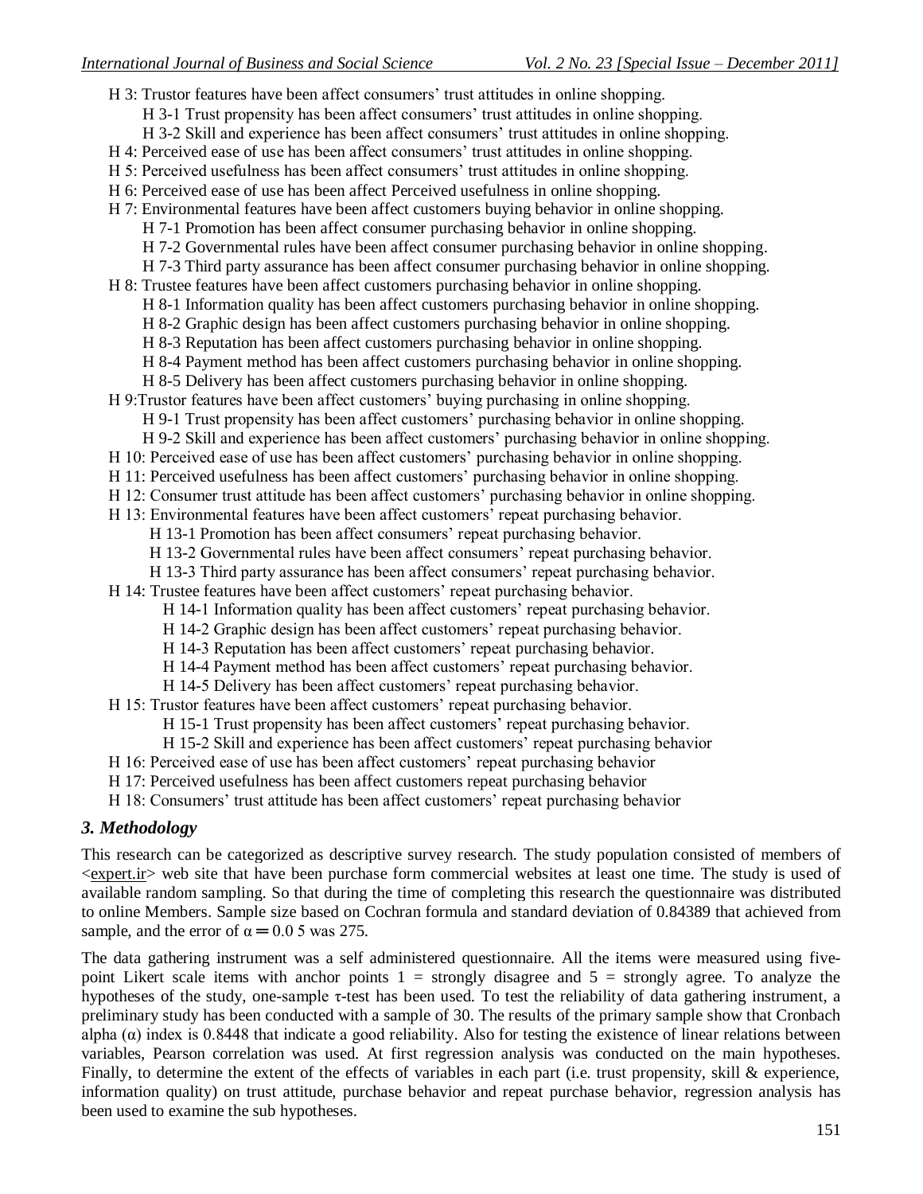H 3: Trustor features have been affect consumers' trust attitudes in online shopping.

- H 3-1 Trust propensity has been affect consumers' trust attitudes in online shopping.
- H 3-2 Skill and experience has been affect consumers' trust attitudes in online shopping.

H 4: Perceived ease of use has been affect consumers' trust attitudes in online shopping.

H 5: Perceived usefulness has been affect consumers' trust attitudes in online shopping.

H 6: Perceived ease of use has been affect Perceived usefulness in online shopping.

H 7: Environmental features have been affect customers buying behavior in online shopping.

- H 7-1 Promotion has been affect consumer purchasing behavior in online shopping.
- H 7-2 Governmental rules have been affect consumer purchasing behavior in online shopping.
- H 7-3 Third party assurance has been affect consumer purchasing behavior in online shopping.

H 8: Trustee features have been affect customers purchasing behavior in online shopping.

- H 8-1 Information quality has been affect customers purchasing behavior in online shopping.
- H 8-2 Graphic design has been affect customers purchasing behavior in online shopping.
- H 8-3 Reputation has been affect customers purchasing behavior in online shopping.
- H 8-4 Payment method has been affect customers purchasing behavior in online shopping.
- H 8-5 Delivery has been affect customers purchasing behavior in online shopping.

H 9:Trustor features have been affect customers' buying purchasing in online shopping.

- H 9-1 Trust propensity has been affect customers' purchasing behavior in online shopping.
- H 9-2 Skill and experience has been affect customers' purchasing behavior in online shopping.

H 10: Perceived ease of use has been affect customers' purchasing behavior in online shopping.

H 11: Perceived usefulness has been affect customers' purchasing behavior in online shopping.

H 12: Consumer trust attitude has been affect customers' purchasing behavior in online shopping.

H 13: Environmental features have been affect customers' repeat purchasing behavior.

- H 13-1 Promotion has been affect consumers' repeat purchasing behavior.
- H 13-2 Governmental rules have been affect consumers' repeat purchasing behavior.
- H 13-3 Third party assurance has been affect consumers' repeat purchasing behavior.

H 14: Trustee features have been affect customers' repeat purchasing behavior.

- H 14-1 Information quality has been affect customers' repeat purchasing behavior.
- H 14-2 Graphic design has been affect customers' repeat purchasing behavior.
- H 14-3 Reputation has been affect customers' repeat purchasing behavior.
- H 14-4 Payment method has been affect customers' repeat purchasing behavior.
- H 14-5 Delivery has been affect customers' repeat purchasing behavior.

H 15: Trustor features have been affect customers' repeat purchasing behavior.

- H 15-1 Trust propensity has been affect customers' repeat purchasing behavior.
- H 15-2 Skill and experience has been affect customers' repeat purchasing behavior

H 16: Perceived ease of use has been affect customers' repeat purchasing behavior

H 17: Perceived usefulness has been affect customers repeat purchasing behavior

H 18: Consumers' trust attitude has been affect customers' repeat purchasing behavior

## *3. Methodology*

This research can be categorized as descriptive survey research. The study population consisted of members of <expert.ir> web site that have been purchase form commercial websites at least one time. The study is used of available random sampling. So that during the time of completing this research the questionnaire was distributed to online Members. Sample size based on Cochran formula and standard deviation of 0.84389 that achieved from sample, and the error of $\alpha = 0.05$ was 275.

The data gathering instrument was a self administered questionnaire. All the items were measured using five-point Likert scale items with anchor points 1 = strongly disagree and 5 = strongly agree. To analyze the hypotheses of the study, one-sample τ-test has been used. To test the reliability of data gathering instrument, a preliminary study has been conducted with a sample of 30. The results of the primary sample show that Cronbach alpha ($\alpha$) index is 0.8448 that indicate a good reliability. Also for testing the existence of linear relations between variables, Pearson correlation was used. At first regression analysis was conducted on the main hypotheses. Finally, to determine the extent of the effects of variables in each part (i.e. trust propensity, skill & experience, information quality) on trust attitude, purchase behavior and repeat purchase behavior, regression analysis has been used to examine the sub hypotheses.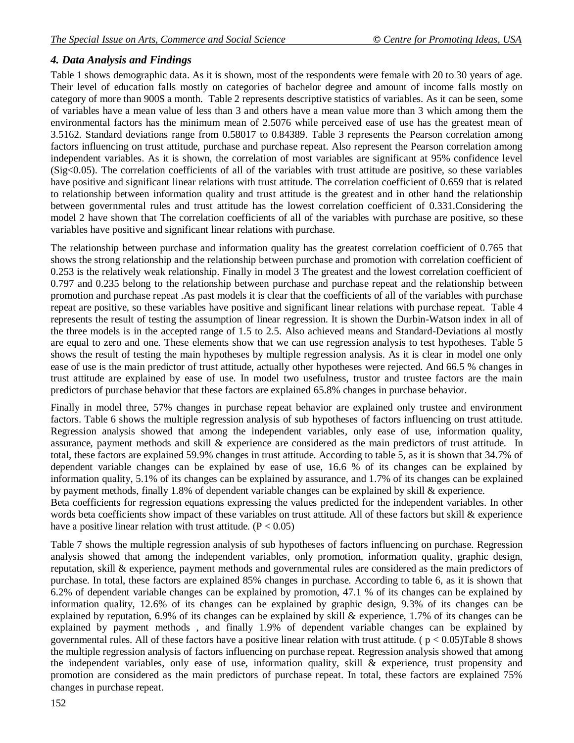### *4. Data Analysis and Findings*

Table 1 shows demographic data. As it is shown, most of the respondents were female with 20 to 30 years of age. Their level of education falls mostly on categories of bachelor degree and amount of income falls mostly on category of more than 900$ a month. Table 2 represents descriptive statistics of variables. As it can be seen, some of variables have a mean value of less than 3 and others have a mean value more than 3 which among them the environmental factors has the minimum mean of 2.5076 while perceived ease of use has the greatest mean of 3.5162. Standard deviations range from 0.58017 to 0.84389. Table 3 represents the Pearson correlation among factors influencing on trust attitude, purchase and purchase repeat. Also represent the Pearson correlation among independent variables. As it is shown, the correlation of most variables are significant at 95% confidence level (Sig<0.05). The correlation coefficients of all of the variables with trust attitude are positive, so these variables have positive and significant linear relations with trust attitude. The correlation coefficient of 0.659 that is related to relationship between information quality and trust attitude is the greatest and in other hand the relationship between governmental rules and trust attitude has the lowest correlation coefficient of 0.331.Considering the model 2 have shown that The correlation coefficients of all of the variables with purchase are positive, so these variables have positive and significant linear relations with purchase.

The relationship between purchase and information quality has the greatest correlation coefficient of 0.765 that shows the strong relationship and the relationship between purchase and promotion with correlation coefficient of 0.253 is the relatively weak relationship. Finally in model 3 The greatest and the lowest correlation coefficient of 0.797 and 0.235 belong to the relationship between purchase and purchase repeat and the relationship between promotion and purchase repeat .As past models it is clear that the coefficients of all of the variables with purchase repeat are positive, so these variables have positive and significant linear relations with purchase repeat. Table 4 represents the result of testing the assumption of linear regression. It is shown the Durbin-Watson index in all of the three models is in the accepted range of 1.5 to 2.5. Also achieved means and Standard-Deviations al mostly are equal to zero and one. These elements show that we can use regression analysis to test hypotheses. Table 5 shows the result of testing the main hypotheses by multiple regression analysis. As it is clear in model one only ease of use is the main predictor of trust attitude, actually other hypotheses were rejected. And 66.5 % changes in trust attitude are explained by ease of use. In model two usefulness, trustor and trustee factors are the main predictors of purchase behavior that these factors are explained 65.8% changes in purchase behavior.

Finally in model three, 57% changes in purchase repeat behavior are explained only trustee and environment factors. Table 6 shows the multiple regression analysis of sub hypotheses of factors influencing on trust attitude. Regression analysis showed that among the independent variables, only ease of use, information quality, assurance, payment methods and skill & experience are considered as the main predictors of trust attitude. In total, these factors are explained 59.9% changes in trust attitude. According to table 5, as it is shown that 34.7% of dependent variable changes can be explained by ease of use, 16.6 % of its changes can be explained by information quality, 5.1% of its changes can be explained by assurance, and 1.7% of its changes can be explained by payment methods, finally 1.8% of dependent variable changes can be explained by skill & experience.
Beta coefficients for regression equations expressing the values predicted for the independent variables. In other words beta coefficients show impact of these variables on trust attitude. All of these factors but skill & experience have a positive linear relation with trust attitude. ($P < 0.05$)

Table 7 shows the multiple regression analysis of sub hypotheses of factors influencing on purchase. Regression analysis showed that among the independent variables, only promotion, information quality, graphic design, reputation, skill & experience, payment methods and governmental rules are considered as the main predictors of purchase. In total, these factors are explained 85% changes in purchase. According to table 6, as it is shown that 6.2% of dependent variable changes can be explained by promotion, 47.1 % of its changes can be explained by information quality, 12.6% of its changes can be explained by graphic design, 9.3% of its changes can be explained by reputation, 6.9% of its changes can be explained by skill & experience, 1.7% of its changes can be explained by payment methods , and finally 1.9% of dependent variable changes can be explained by governmental rules. All of these factors have a positive linear relation with trust attitude. ( $p < 0.05$)Table 8 shows the multiple regression analysis of factors influencing on purchase repeat. Regression analysis showed that among the independent variables, only ease of use, information quality, skill & experience, trust propensity and promotion are considered as the main predictors of purchase repeat. In total, these factors are explained 75% changes in purchase repeat.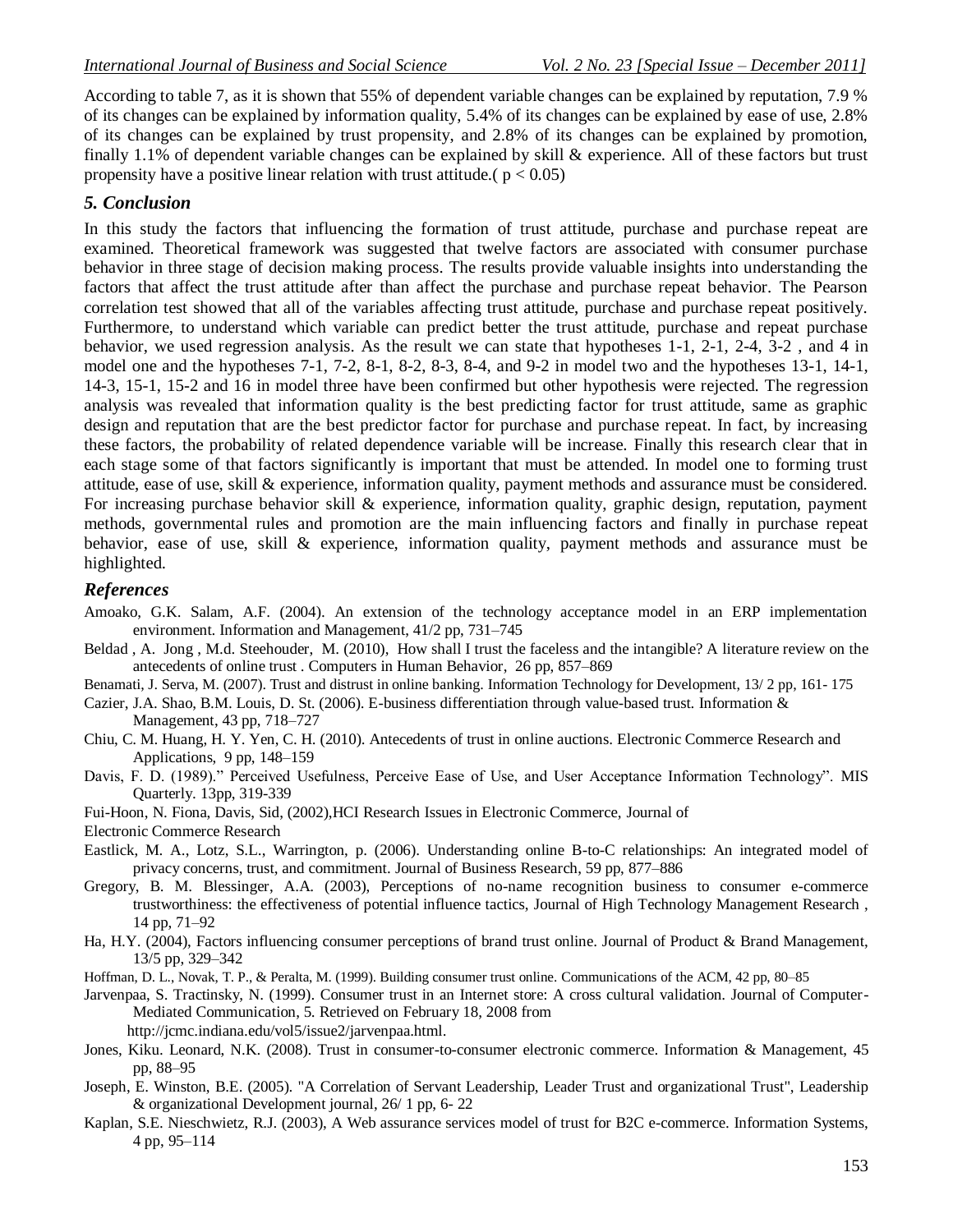According to table 7, as it is shown that 55% of dependent variable changes can be explained by reputation, 7.9 % of its changes can be explained by information quality, 5.4% of its changes can be explained by ease of use, 2.8% of its changes can be explained by trust propensity, and 2.8% of its changes can be explained by promotion, finally 1.1% of dependent variable changes can be explained by skill & experience. All of these factors but trust propensity have a positive linear relation with trust attitude.( $p < 0.05$)

## *5. Conclusion*

In this study the factors that influencing the formation of trust attitude, purchase and purchase repeat are examined. Theoretical framework was suggested that twelve factors are associated with consumer purchase behavior in three stage of decision making process. The results provide valuable insights into understanding the factors that affect the trust attitude after than affect the purchase and purchase repeat behavior. The Pearson correlation test showed that all of the variables affecting trust attitude, purchase and purchase repeat positively. Furthermore, to understand which variable can predict better the trust attitude, purchase and purchase repeat purchase behavior, we used regression analysis. As the result we can state that hypotheses 1-1, 2-1, 2-4, 3-2 , and 4 in model one and the hypotheses 7-1, 7-2, 8-1, 8-2, 8-3, 8-4, and 9-2 in model two and the hypotheses 13-1, 14-1, 14-3, 15-1, 15-2 and 16 in model three have been confirmed but other hypothesis were rejected. The regression analysis was revealed that information quality is the best predicting factor for trust attitude, same as graphic design and reputation that are the best predictor factor for purchase and purchase repeat. In fact, by increasing these factors, the probability of related dependence variable will be increase. Finally this research clear that in each stage some of that factors significantly is important that must be attended. In model one to forming trust attitude, ease of use, skill & experience, information quality, payment methods and assurance must be considered. For increasing purchase behavior skill & experience, information quality, graphic design, reputation, payment methods, governmental rules and promotion are the main influencing factors and finally in purchase repeat behavior, ease of use, skill & experience, information quality, payment methods and assurance must be highlighted.

## *References*

Amoako, G.K. Salam, A.F. (2004). An extension of the technology acceptance model in an ERP implementation environment. Information and Management, 41/2 pp, 731–745

Beldad , A. Jong , M.d. Steehouder, M. (2010), How shall I trust the faceless and the intangible? A literature review on the antecedents of online trust . Computers in Human Behavior, 26 pp, 857–869

Benamati, J. Serva, M. (2007). Trust and distrust in online banking. Information Technology for Development, 13/ 2 pp, 161- 175

Cazier, J.A. Shao, B.M. Louis, D. St. (2006). E-business differentiation through value-based trust. Information & Management, 43 pp, 718–727

Chiu, C. M. Huang, H. Y. Yen, C. H. (2010). Antecedents of trust in online auctions. Electronic Commerce Research and Applications, 9 pp, 148–159

Davis, F. D. (1989)." Perceived Usefulness, Perceive Ease of Use, and User Acceptance Information Technology". MIS Quarterly. 13pp, 319-339

Fui-Hoon, N. Fiona, Davis, Sid, (2002),HCI Research Issues in Electronic Commerce, Journal of Electronic Commerce Research

Eastlick, M. A., Lotz, S.L., Warrington, p. (2006). Understanding online B-to-C relationships: An integrated model of privacy concerns, trust, and commitment. Journal of Business Research, 59 pp, 877–886

Gregory, B. M. Blessinger, A.A. (2003), Perceptions of no-name recognition business to consumer e-commerce trustworthiness: the effectiveness of potential influence tactics, Journal of High Technology Management Research , 14 pp, 71–92

Ha, H.Y. (2004), Factors influencing consumer perceptions of brand trust online. Journal of Product & Brand Management, 13/5 pp, 329–342

Hoffman, D. L., Novak, T. P., & Peralta, M. (1999). Building consumer trust online. Communications of the ACM, 42 pp, 80–85

Jarvenpaa, S. Tractinsky, N. (1999). Consumer trust in an Internet store: A cross cultural validation. Journal of Computer-Mediated Communication, 5. Retrieved on February 18, 2008 from http://jcmc.indiana.edu/vol5/issue2/jarvenpaa.html.

Jones, Kiku. Leonard, N.K. (2008). Trust in consumer-to-consumer electronic commerce. Information & Management, 45 pp, 88–95

Joseph, E. Winston, B.E. (2005). "A Correlation of Servant Leadership, Leader Trust and organizational Trust", Leadership & organizational Development journal, 26/ 1 pp, 6- 22

Kaplan, S.E. Nieschwietz, R.J. (2003), A Web assurance services model of trust for B2C e-commerce. Information Systems, 4 pp, 95–114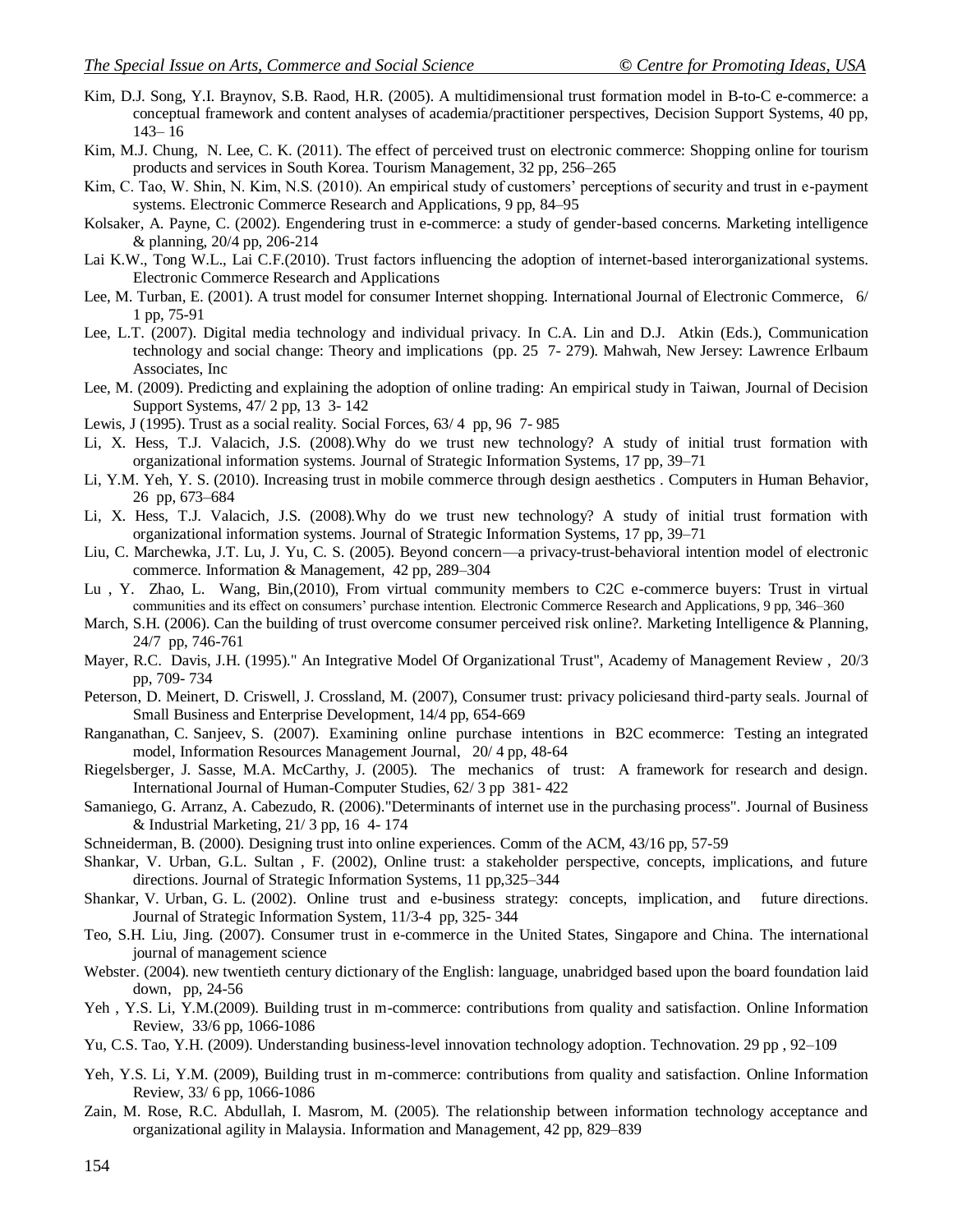Kim, D.J. Song, Y.I. Braynov, S.B. Raod, H.R. (2005). A multidimensional trust formation model in B-to-C e-commerce: a conceptual framework and content analyses of academia/practitioner perspectives, Decision Support Systems, 40 pp, 143– 16

Kim, M.J. Chung, N. Lee, C. K. (2011). The effect of perceived trust on electronic commerce: Shopping online for tourism products and services in South Korea. Tourism Management, 32 pp, 256–265

Kim, C. Tao, W. Shin, N. Kim, N.S. (2010). An empirical study of customers' perceptions of security and trust in e-payment systems. Electronic Commerce Research and Applications, 9 pp, 84–95

Kolsaker, A. Payne, C. (2002). Engendering trust in e-commerce: a study of gender-based concerns. Marketing intelligence & planning, 20/4 pp, 206-214

Lai K.W., Tong W.L., Lai C.F.(2010). Trust factors influencing the adoption of internet-based interorganizational systems. Electronic Commerce Research and Applications

Lee, M. Turban, E. (2001). A trust model for consumer Internet shopping. International Journal of Electronic Commerce, 6/ 1 pp, 75-91

Lee, L.T. (2007). Digital media technology and individual privacy. In C.A. Lin and D.J. Atkin (Eds.), Communication technology and social change: Theory and implications (pp. 25 7- 279). Mahwah, New Jersey: Lawrence Erlbaum Associates, Inc

Lee, M. (2009). Predicting and explaining the adoption of online trading: An empirical study in Taiwan, Journal of Decision Support Systems, 47/ 2 pp, 13 3- 142

Lewis, J (1995). Trust as a social reality. Social Forces, 63/ 4 pp, 96 7- 985

Li, X. Hess, T.J. Valacich, J.S. (2008).Why do we trust new technology? A study of initial trust formation with organizational information systems. Journal of Strategic Information Systems, 17 pp, 39–71

Li, Y.M. Yeh, Y. S. (2010). Increasing trust in mobile commerce through design aesthetics . Computers in Human Behavior, 26 pp, 673–684

Li, X. Hess, T.J. Valacich, J.S. (2008).Why do we trust new technology? A study of initial trust formation with organizational information systems. Journal of Strategic Information Systems, 17 pp, 39–71

Liu, C. Marchewka, J.T. Lu, J. Yu, C. S. (2005). Beyond concern—a privacy-trust-behavioral intention model of electronic commerce. Information & Management, 42 pp, 289–304

Lu , Y. Zhao, L. Wang, Bin,(2010), From virtual community members to C2C e-commerce buyers: Trust in virtual communities and its effect on consumers' purchase intention. Electronic Commerce Research and Applications, 9 pp, 346–360

March, S.H. (2006). Can the building of trust overcome consumer perceived risk online?. Marketing Intelligence & Planning, 24/7 pp, 746-761

Mayer, R.C. Davis, J.H. (1995)." An Integrative Model Of Organizational Trust", Academy of Management Review , 20/3 pp, 709- 734

Peterson, D. Meinert, D. Criswell, J. Crossland, M. (2007), Consumer trust: privacy policiesand third-party seals. Journal of Small Business and Enterprise Development, 14/4 pp, 654-669

Ranganathan, C. Sanjeev, S. (2007). Examining online purchase intentions in B2C ecommerce: Testing an integrated model, Information Resources Management Journal, 20/ 4 pp, 48-64

Riegelsberger, J. Sasse, M.A. McCarthy, J. (2005). The mechanics of trust: A framework for research and design. International Journal of Human-Computer Studies, 62/ 3 pp 381- 422

Samaniego, G. Arranz, A. Cabezudo, R. (2006)."Determinants of internet use in the purchasing process". Journal of Business & Industrial Marketing, 21/ 3 pp, 16 4- 174

Schneiderman, B. (2000). Designing trust into online experiences. Comm of the ACM, 43/16 pp, 57-59

Shankar, V. Urban, G.L. Sultan , F. (2002), Online trust: a stakeholder perspective, concepts, implications, and future directions. Journal of Strategic Information Systems, 11 pp,325–344

Shankar, V. Urban, G. L. (2002). Online trust and e-business strategy: concepts, implication, and future directions. Journal of Strategic Information System, 11/3-4 pp, 325- 344

Teo, S.H. Liu, Jing. (2007). Consumer trust in e-commerce in the United States, Singapore and China. The international journal of management science

Webster. (2004). new twentieth century dictionary of the English: language, unabridged based upon the board foundation laid down, pp, 24-56

Yeh , Y.S. Li, Y.M.(2009). Building trust in m-commerce: contributions from quality and satisfaction. Online Information Review, 33/6 pp, 1066-1086

Yu, C.S. Tao, Y.H. (2009). Understanding business-level innovation technology adoption. Technovation. 29 pp , 92–109

Yeh, Y.S. Li, Y.M. (2009), Building trust in m-commerce: contributions from quality and satisfaction. Online Information Review, 33/ 6 pp, 1066-1086

Zain, M. Rose, R.C. Abdullah, I. Masrom, M. (2005). The relationship between information technology acceptance and organizational agility in Malaysia. Information and Management, 42 pp, 829–839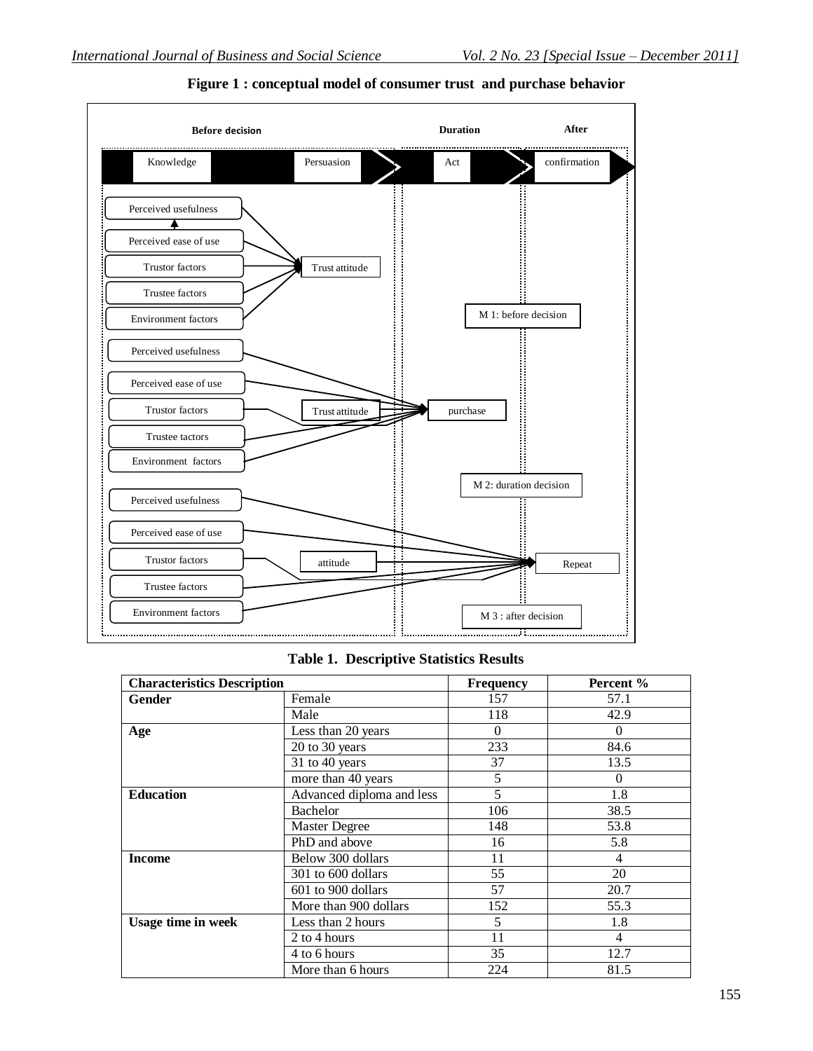**Figure 1 : conceptual model of consumer trust and purchase behavior**

**Table 1. Descriptive Statistics Results**

| Characteristics Description | | Frequency | Percent % |
|---|---|---|---|
| **Gender** | Female | 157 | 57.1 |
| | Male | 118 | 42.9 |
| **Age** | Less than 20 years | 0 | 0 |
| | 20 to 30 years | 233 | 84.6 |
| | 31 to 40 years | 37 | 13.5 |
| | more than 40 years | 5 | 0 |
| **Education** | Advanced diploma and less | 5 | 1.8 |
| | Bachelor | 106 | 38.5 |
| | Master Degree | 148 | 53.8 |
| | PhD and above | 16 | 5.8 |
| **Income** | Below 300 dollars | 11 | 4 |
| | 301 to 600 dollars | 55 | 20 |
| | 601 to 900 dollars | 57 | 20.7 |
| | More than 900 dollars | 152 | 55.3 |
| **Usage time in week** | Less than 2 hours | 5 | 1.8 |
| | 2 to 4 hours | 11 | 4 |
| | 4 to 6 hours | 35 | 12.7 |
| | More than 6 hours | 224 | 81.5 |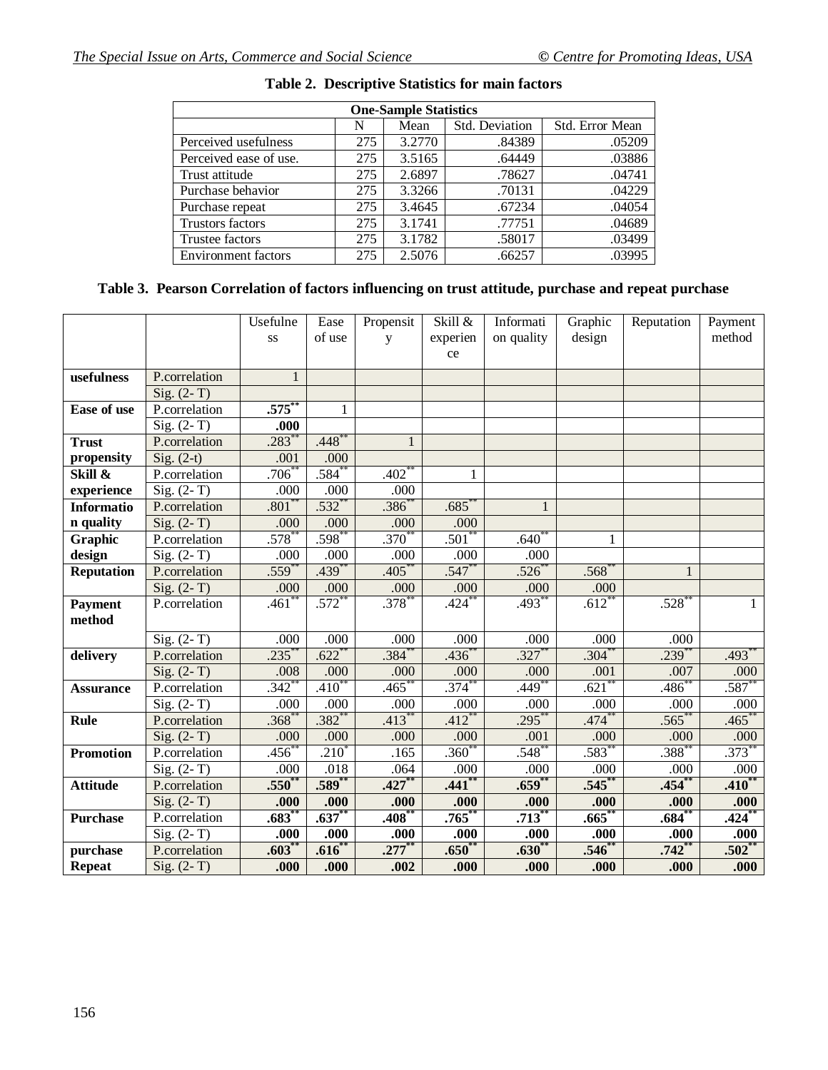**Table 2. Descriptive Statistics for main factors**

| One-Sample Statistics | | | | |
|---|---|---|---|---|
| | N | Mean | Std. Deviation | Std. Error Mean |
| Perceived usefulness | 275 | 3.2770 | .84389 | .05209 |
| Perceived ease of use. | 275 | 3.5165 | .64449 | .03886 |
| Trust attitude | 275 | 2.6897 | .78627 | .04741 |
| Purchase behavior | 275 | 3.3266 | .70131 | .04229 |
| Purchase repeat | 275 | 3.4645 | .67234 | .04054 |
| Trustors factors | 275 | 3.1741 | .77751 | .04689 |
| Trustee factors | 275 | 3.1782 | .58017 | .03499 |
| Environment factors | 275 | 2.5076 | .66257 | .03995 |

**Table 3. Pearson Correlation of factors influencing on trust attitude, purchase and repeat purchase**

| | | Usefulness | Ease of use | Propensity | Skill & experience | Information quality | Graphic design | Reputation | Payment method |
|---|---|---|---|---|---|---|---|---|---|
| **usefulness** | P.correlation | 1 | | | | | | | |
| | Sig. (2- T) | | | | | | | | |
| **Ease of use** | P.correlation | **.575**** | 1 | | | | | | |
| | Sig. (2- T) | **.000** | | | | | | | |
| **Trust propensity** | P.correlation | .283** | .448** | 1 | | | | | |
| | Sig. (2-t) | .001 | .000 | | | | | | |
| **Skill & experience** | P.correlation | .706** | .584** | .402** | 1 | | | | |
| | Sig. (2- T) | .000 | .000 | .000 | | | | | |
| **Information quality** | P.correlation | .801** | .532** | .386** | .685** | 1 | | | |
| | Sig. (2- T) | .000 | .000 | .000 | .000 | | | | |
| **Graphic design** | P.correlation | .578** | .598** | .370** | .501** | .640** | 1 | | |
| | Sig. (2- T) | .000 | .000 | .000 | .000 | .000 | | | |
| **Reputation** | P.correlation | .559** | .439** | .405** | .547** | .526** | .568** | 1 | |
| | Sig. (2- T) | .000 | .000 | .000 | .000 | .000 | .000 | | |
| **Payment method** | P.correlation | .461** | .572** | .378** | .424** | .493** | .612** | .528** | 1 |
| | Sig. (2- T) | .000 | .000 | .000 | .000 | .000 | .000 | .000 | |
| **delivery** | P.correlation | .235** | .622** | .384** | .436** | .327** | .304** | .239** | .493** |
| | Sig. (2- T) | .008 | .000 | .000 | .000 | .000 | .001 | .007 | .000 |
| **Assurance** | P.correlation | .342** | .410** | .465** | .374** | .449** | .621** | .486** | .587** |
| | Sig. (2- T) | .000 | .000 | .000 | .000 | .000 | .000 | .000 | .000 |
| **Rule** | P.correlation | .368** | .382** | .413** | .412** | .295** | .474** | .565** | .465** |
| | Sig. (2- T) | .000 | .000 | .000 | .000 | .001 | .000 | .000 | .000 |
| **Promotion** | P.correlation | .456** | .210* | .165 | .360** | .548** | .583** | .388** | .373** |
| | Sig. (2- T) | .000 | .018 | .064 | .000 | .000 | .000 | .000 | .000 |
| **Attitude** | P.correlation | **.550**** | **.589**** | **.427**** | **.441**** | **.659**** | **.545**** | **.454**** | **.410**** |
| | Sig. (2- T) | **.000** | **.000** | **.000** | **.000** | **.000** | **.000** | **.000** | **.000** |
| **Purchase** | P.correlation | **.683**** | **.637**** | **.408**** | **.765**** | **.713**** | **.665**** | **.684**** | **.424**** |
| | Sig. (2- T) | **.000** | **.000** | **.000** | **.000** | **.000** | **.000** | **.000** | **.000** |
| **purchase Repeat** | P.correlation | **.603**** | **.616**** | **.277**** | **.650**** | **.630**** | **.546**** | **.742**** | **.502**** |
| | Sig. (2- T) | **.000** | **.000** | **.002** | **.000** | **.000** | **.000** | **.000** | **.000** |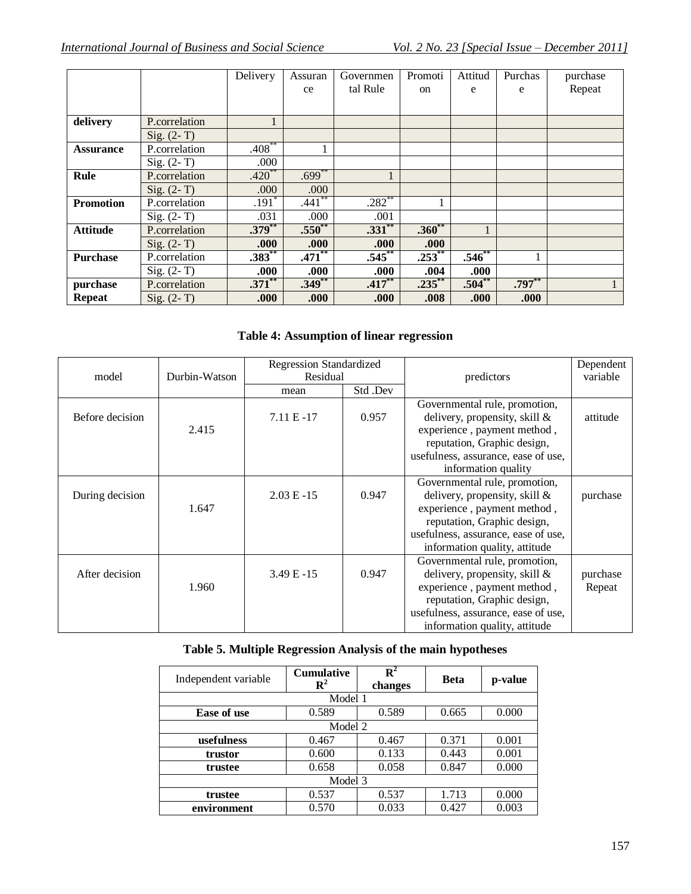| | | Delivery | Assurance | Governmental Rule | Promotion | Attitude | Purchase | purchase Repeat |
|---|---|---|---|---|---|---|---|---|
| **delivery** | P.correlation | 1 | | | | | | |
| | Sig. (2- T) | | | | | | | |
| **Assurance** | P.correlation | .408** | 1 | | | | | |
| | Sig. (2- T) | .000 | | | | | | |
| **Rule** | P.correlation | .420** | .699** | 1 | | | | |
| | Sig. (2- T) | .000 | .000 | | | | | |
| **Promotion** | P.correlation | .191* | .441** | .282** | 1 | | | |
| | Sig. (2- T) | .031 | .000 | .001 | | | | |
| **Attitude** | P.correlation | **.379**** | **.550**** | **.331**** | **.360**** | 1 | | |
| | Sig. (2- T) | **.000** | **.000** | **.000** | **.000** | | | |
| **Purchase** | P.correlation | **.383**** | **.471**** | **.545**** | **.253**** | **.546**** | 1 | |
| | Sig. (2- T) | **.000** | **.000** | **.000** | **.004** | **.000** | | |
| **purchase Repeat** | P.correlation | **.371**** | **.349**** | **.417**** | **.235**** | **.504**** | **.797**** | 1 |
| | Sig. (2- T) | **.000** | **.000** | **.000** | **.008** | **.000** | **.000** | |

**Table 4: Assumption of linear regression**

| model | Durbin-Watson | Regression Standardized Residual | | predictors | Dependent variable |
|---|---|---|---|---|---|
| | | mean | Std .Dev | | |
| Before decision | 2.415 | 7.11 E -17 | 0.957 | Governmental rule, promotion, delivery, propensity, skill & experience , payment method , reputation, Graphic design, usefulness, assurance, ease of use, information quality | attitude |
| During decision | 1.647 | 2.03 E -15 | 0.947 | Governmental rule, promotion, delivery, propensity, skill & experience , payment method , reputation, Graphic design, usefulness, assurance, ease of use, information quality, attitude | purchase |
| After decision | 1.960 | 3.49 E -15 | 0.947 | Governmental rule, promotion, delivery, propensity, skill & experience , payment method , reputation, Graphic design, usefulness, assurance, ease of use, information quality, attitude | purchase Repeat |

**Table 5. Multiple Regression Analysis of the main hypotheses**

| Independent variable | Cumulative $R^2$ | $R^2$ changes | Beta | p-value |
|---|---|---|---|---|
| Model 1 | | | | |
| **Ease of use** | 0.589 | 0.589 | 0.665 | 0.000 |
| Model 2 | | | | |
| **usefulness** | 0.467 | 0.467 | 0.371 | 0.001 |
| **trustor** | 0.600 | 0.133 | 0.443 | 0.001 |
| **trustee** | 0.658 | 0.058 | 0.847 | 0.000 |
| Model 3 | | | | |
| **trustee** | 0.537 | 0.537 | 1.713 | 0.000 |
| **environment** | 0.570 | 0.033 | 0.427 | 0.003 |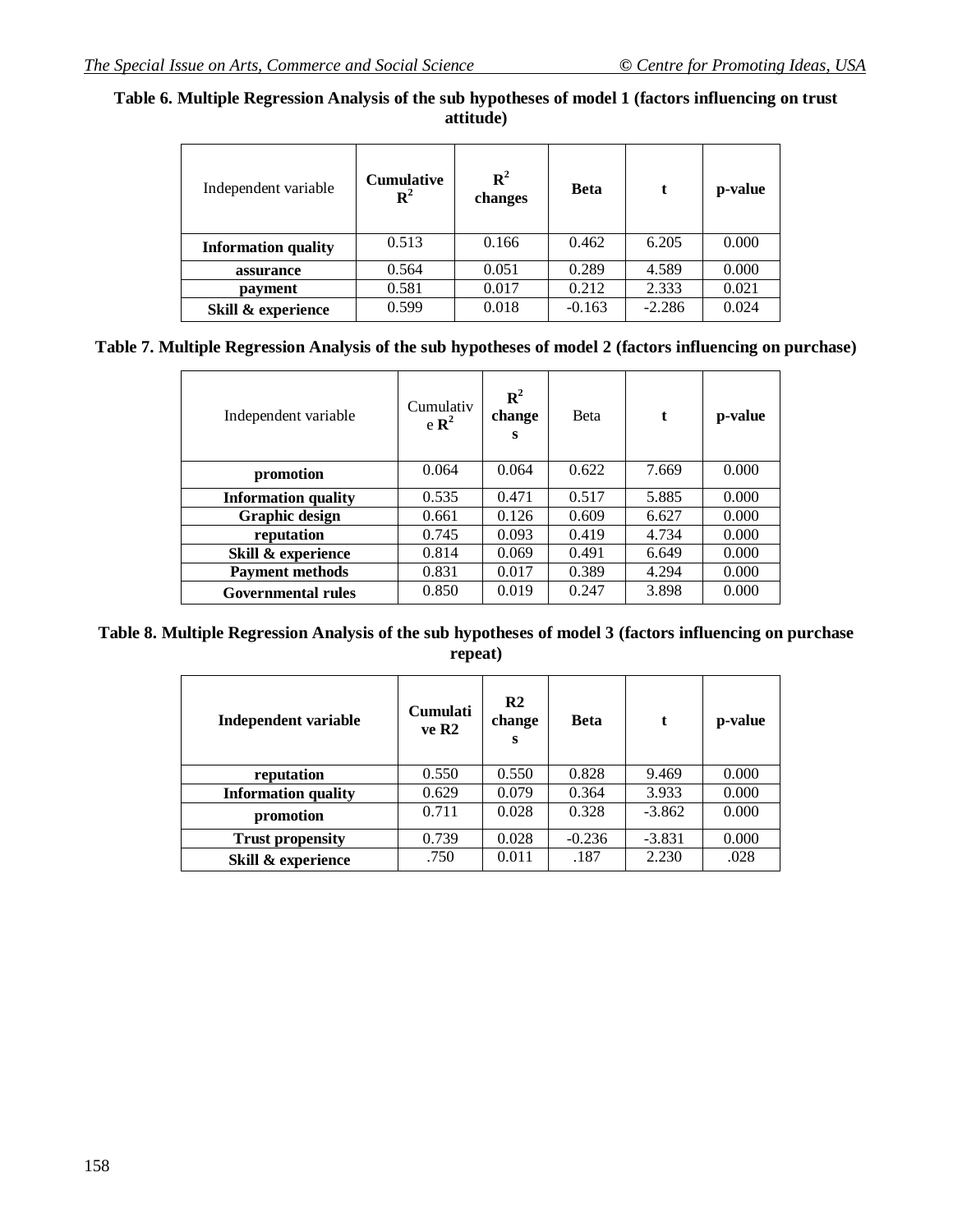**Table 6. Multiple Regression Analysis of the sub hypotheses of model 1 (factors influencing on trust attitude)**

| Independent variable | Cumulative $R^2$ | $R^2$ changes | Beta | t | p-value |
|---|---|---|---|---|---|
| **Information quality** | 0.513 | 0.166 | 0.462 | 6.205 | 0.000 |
| **assurance** | 0.564 | 0.051 | 0.289 | 4.589 | 0.000 |
| **payment** | 0.581 | 0.017 | 0.212 | 2.333 | 0.021 |
| **Skill & experience** | 0.599 | 0.018 | -0.163 | -2.286 | 0.024 |

**Table 7. Multiple Regression Analysis of the sub hypotheses of model 2 (factors influencing on purchase)**

| Independent variable | Cumulative $R^2$ | $R^2$ changes | Beta | t | p-value |
|---|---|---|---|---|---|
| **promotion** | 0.064 | 0.064 | 0.622 | 7.669 | 0.000 |
| **Information quality** | 0.535 | 0.471 | 0.517 | 5.885 | 0.000 |
| **Graphic design** | 0.661 | 0.126 | 0.609 | 6.627 | 0.000 |
| **reputation** | 0.745 | 0.093 | 0.419 | 4.734 | 0.000 |
| **Skill & experience** | 0.814 | 0.069 | 0.491 | 6.649 | 0.000 |
| **Payment methods** | 0.831 | 0.017 | 0.389 | 4.294 | 0.000 |
| **Governmental rules** | 0.850 | 0.019 | 0.247 | 3.898 | 0.000 |

**Table 8. Multiple Regression Analysis of the sub hypotheses of model 3 (factors influencing on purchase repeat)**

| Independent variable | Cumulative R2 | R2 changes | Beta | t | p-value |
|---|---|---|---|---|---|
| **reputation** | 0.550 | 0.550 | 0.828 | 9.469 | 0.000 |
| **Information quality** | 0.629 | 0.079 | 0.364 | 3.933 | 0.000 |
| **promotion** | 0.711 | 0.028 | 0.328 | -3.862 | 0.000 |
| **Trust propensity** | 0.739 | 0.028 | -0.236 | -3.831 | 0.000 |
| **Skill & experience** | .750 | 0.011 | .187 | 2.230 | .028 |